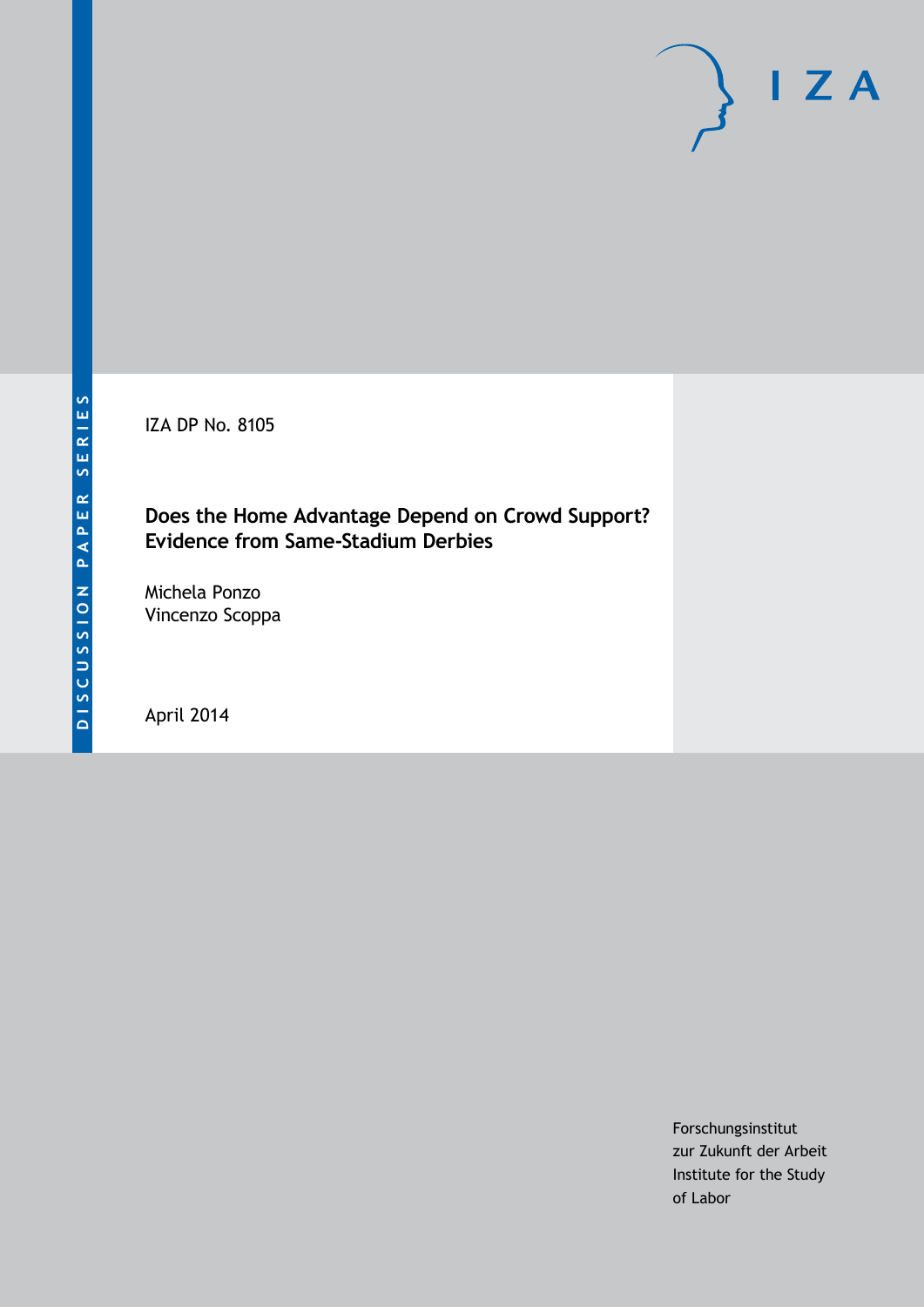DISCUSSION PAPER SERIES

IZA DP No. 8105

# Does the Home Advantage Depend on Crowd Support? Evidence from Same-Stadium Derbies

Michela Ponzo
Vincenzo Scoppa

April 2014

Forschungsinstitut
zur Zukunft der Arbeit
Institute for the Study
of Labor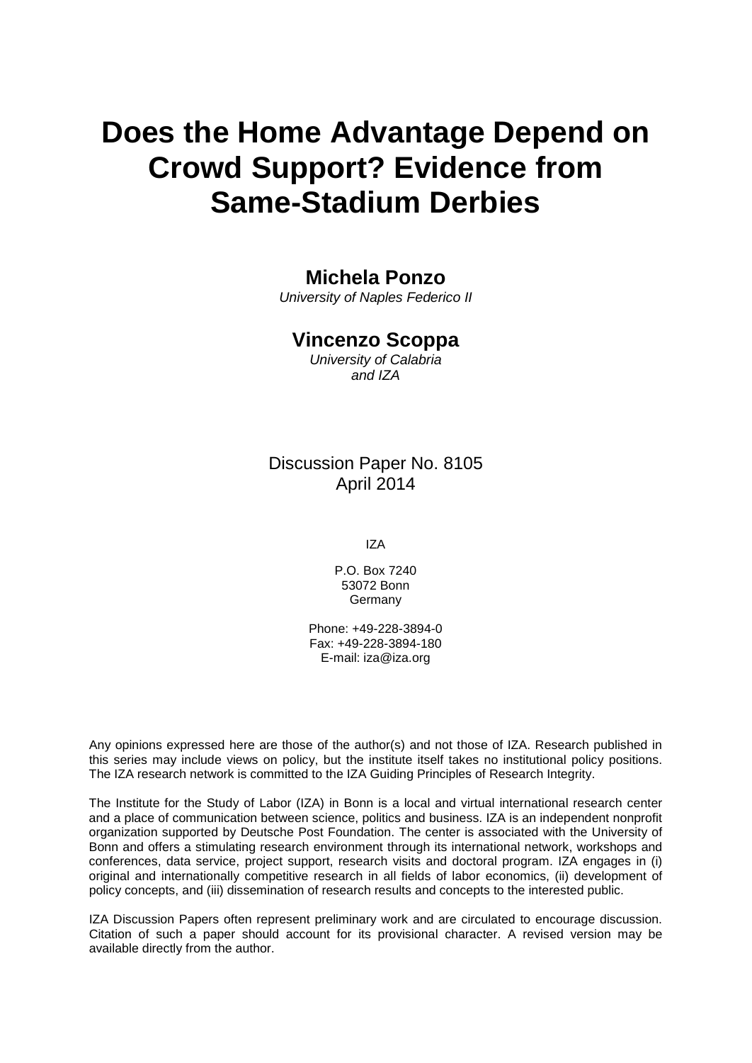# Does the Home Advantage Depend on Crowd Support? Evidence from Same-Stadium Derbies

**Michela Ponzo**
*University of Naples Federico II*

**Vincenzo Scoppa**
*University of Calabria and IZA*

Discussion Paper No. 8105
April 2014

IZA

P.O. Box 7240
53072 Bonn
Germany

Phone: +49-228-3894-0
Fax: +49-228-3894-180
E-mail: iza@iza.org

Any opinions expressed here are those of the author(s) and not those of IZA. Research published in this series may include views on policy, but the institute itself takes no institutional policy positions. The IZA research network is committed to the IZA Guiding Principles of Research Integrity.

The Institute for the Study of Labor (IZA) in Bonn is a local and virtual international research center and a place of communication between science, politics and business. IZA is an independent nonprofit organization supported by Deutsche Post Foundation. The center is associated with the University of Bonn and offers a stimulating research environment through its international network, workshops and conferences, data service, project support, research visits and doctoral program. IZA engages in (i) original and internationally competitive research in all fields of labor economics, (ii) development of policy concepts, and (iii) dissemination of research results and concepts to the interested public.

IZA Discussion Papers often represent preliminary work and are circulated to encourage discussion. Citation of such a paper should account for its provisional character. A revised version may be available directly from the author.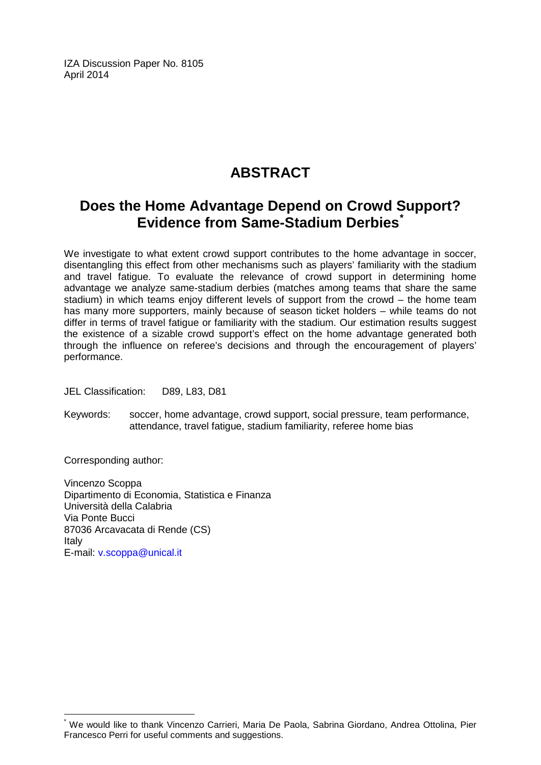IZA Discussion Paper No. 8105
April 2014

# ABSTRACT

## Does the Home Advantage Depend on Crowd Support? Evidence from Same-Stadium Derbies*

We investigate to what extent crowd support contributes to the home advantage in soccer, disentangling this effect from other mechanisms such as players' familiarity with the stadium and travel fatigue. To evaluate the relevance of crowd support in determining home advantage we analyze same-stadium derbies (matches among teams that share the same stadium) in which teams enjoy different levels of support from the crowd – the home team has many more supporters, mainly because of season ticket holders – while teams do not differ in terms of travel fatigue or familiarity with the stadium. Our estimation results suggest the existence of a sizable crowd support's effect on the home advantage generated both through the influence on referee's decisions and through the encouragement of players' performance.

JEL Classification: D89, L83, D81

Keywords: soccer, home advantage, crowd support, social pressure, team performance, attendance, travel fatigue, stadium familiarity, referee home bias

Corresponding author:

Vincenzo Scoppa
Dipartimento di Economia, Statistica e Finanza
Università della Calabria
Via Ponte Bucci
87036 Arcavacata di Rende (CS)
Italy
E-mail: v.scoppa@unical.it

* We would like to thank Vincenzo Carrieri, Maria De Paola, Sabrina Giordano, Andrea Ottolina, Pier Francesco Perri for useful comments and suggestions.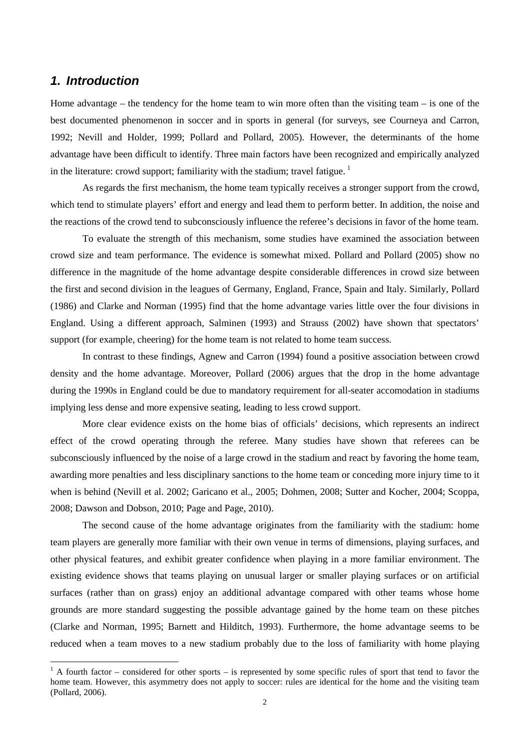## *1. Introduction*

Home advantage – the tendency for the home team to win more often than the visiting team – is one of the best documented phenomenon in soccer and in sports in general (for surveys, see Courneya and Carron, 1992; Nevill and Holder, 1999; Pollard and Pollard, 2005). However, the determinants of the home advantage have been difficult to identify. Three main factors have been recognized and empirically analyzed in the literature: crowd support; familiarity with the stadium; travel fatigue. [1]

As regards the first mechanism, the home team typically receives a stronger support from the crowd, which tend to stimulate players' effort and energy and lead them to perform better. In addition, the noise and the reactions of the crowd tend to subconsciously influence the referee's decisions in favor of the home team.

To evaluate the strength of this mechanism, some studies have examined the association between crowd size and team performance. The evidence is somewhat mixed. Pollard and Pollard (2005) show no difference in the magnitude of the home advantage despite considerable differences in crowd size between the first and second division in the leagues of Germany, England, France, Spain and Italy. Similarly, Pollard (1986) and Clarke and Norman (1995) find that the home advantage varies little over the four divisions in England. Using a different approach, Salminen (1993) and Strauss (2002) have shown that spectators' support (for example, cheering) for the home team is not related to home team success.

In contrast to these findings, Agnew and Carron (1994) found a positive association between crowd density and the home advantage. Moreover, Pollard (2006) argues that the drop in the home advantage during the 1990s in England could be due to mandatory requirement for all-seater accomodation in stadiums implying less dense and more expensive seating, leading to less crowd support.

More clear evidence exists on the home bias of officials' decisions, which represents an indirect effect of the crowd operating through the referee. Many studies have shown that referees can be subconsciously influenced by the noise of a large crowd in the stadium and react by favoring the home team, awarding more penalties and less disciplinary sanctions to the home team or conceding more injury time to it when is behind (Nevill et al. 2002; Garicano et al., 2005; Dohmen, 2008; Sutter and Kocher, 2004; Scoppa, 2008; Dawson and Dobson, 2010; Page and Page, 2010).

The second cause of the home advantage originates from the familiarity with the stadium: home team players are generally more familiar with their own venue in terms of dimensions, playing surfaces, and other physical features, and exhibit greater confidence when playing in a more familiar environment. The existing evidence shows that teams playing on unusual larger or smaller playing surfaces or on artificial surfaces (rather than on grass) enjoy an additional advantage compared with other teams whose home grounds are more standard suggesting the possible advantage gained by the home team on these pitches (Clarke and Norman, 1995; Barnett and Hilditch, 1993). Furthermore, the home advantage seems to be reduced when a team moves to a new stadium probably due to the loss of familiarity with home playing

[1] A fourth factor – considered for other sports – is represented by some specific rules of sport that tend to favor the home team. However, this asymmetry does not apply to soccer: rules are identical for the home and the visiting team (Pollard, 2006).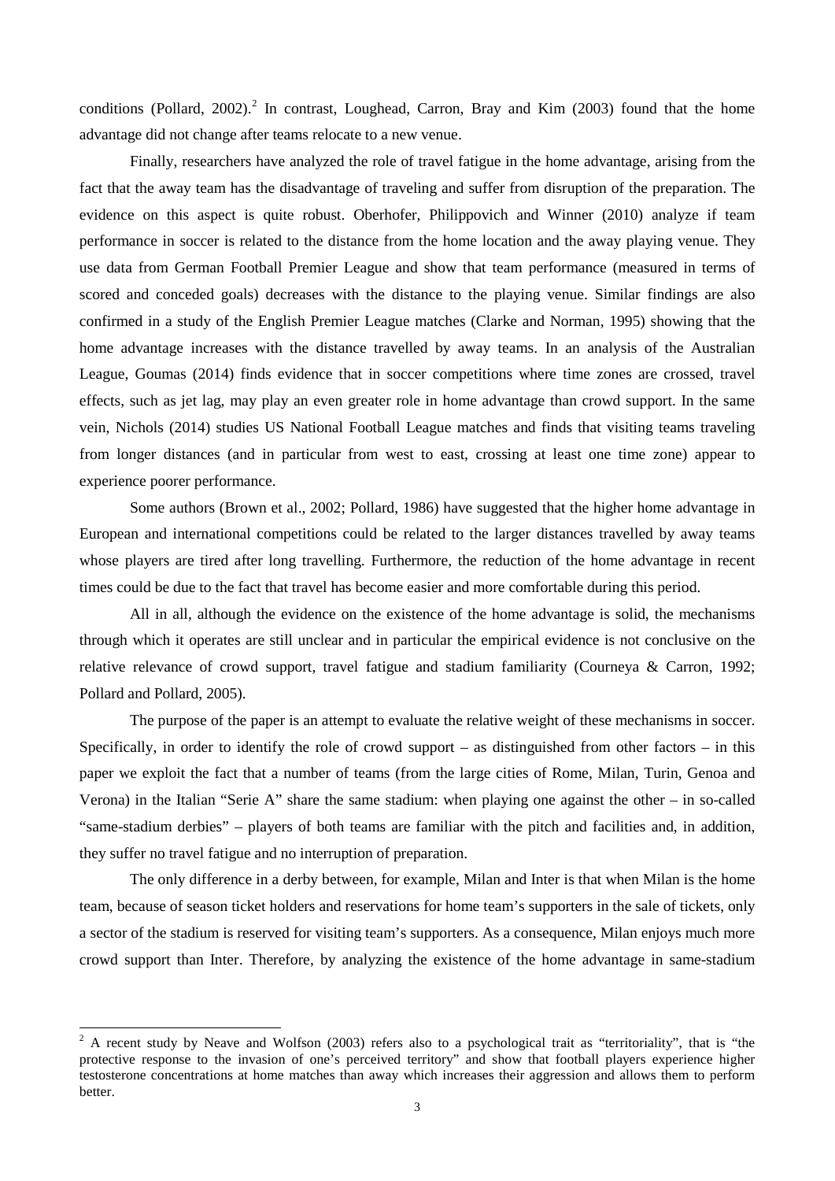conditions (Pollard, 2002).[2] In contrast, Loughead, Carron, Bray and Kim (2003) found that the home advantage did not change after teams relocate to a new venue.

Finally, researchers have analyzed the role of travel fatigue in the home advantage, arising from the fact that the away team has the disadvantage of traveling and suffer from disruption of the preparation. The evidence on this aspect is quite robust. Oberhofer, Philippovich and Winner (2010) analyze if team performance in soccer is related to the distance from the home location and the away playing venue. They use data from German Football Premier League and show that team performance (measured in terms of scored and conceded goals) decreases with the distance to the playing venue. Similar findings are also confirmed in a study of the English Premier League matches (Clarke and Norman, 1995) showing that the home advantage increases with the distance travelled by away teams. In an analysis of the Australian League, Goumas (2014) finds evidence that in soccer competitions where time zones are crossed, travel effects, such as jet lag, may play an even greater role in home advantage than crowd support. In the same vein, Nichols (2014) studies US National Football League matches and finds that visiting teams traveling from longer distances (and in particular from west to east, crossing at least one time zone) appear to experience poorer performance.

Some authors (Brown et al., 2002; Pollard, 1986) have suggested that the higher home advantage in European and international competitions could be related to the larger distances travelled by away teams whose players are tired after long travelling. Furthermore, the reduction of the home advantage in recent times could be due to the fact that travel has become easier and more comfortable during this period.

All in all, although the evidence on the existence of the home advantage is solid, the mechanisms through which it operates are still unclear and in particular the empirical evidence is not conclusive on the relative relevance of crowd support, travel fatigue and stadium familiarity (Courneya & Carron, 1992; Pollard and Pollard, 2005).

The purpose of the paper is an attempt to evaluate the relative weight of these mechanisms in soccer. Specifically, in order to identify the role of crowd support – as distinguished from other factors – in this paper we exploit the fact that a number of teams (from the large cities of Rome, Milan, Turin, Genoa and Verona) in the Italian "Serie A" share the same stadium: when playing one against the other – in so-called "same-stadium derbies" – players of both teams are familiar with the pitch and facilities and, in addition, they suffer no travel fatigue and no interruption of preparation.

The only difference in a derby between, for example, Milan and Inter is that when Milan is the home team, because of season ticket holders and reservations for home team's supporters in the sale of tickets, only a sector of the stadium is reserved for visiting team's supporters. As a consequence, Milan enjoys much more crowd support than Inter. Therefore, by analyzing the existence of the home advantage in same-stadium

[2] A recent study by Neave and Wolfson (2003) refers also to a psychological trait as "territoriality", that is "the protective response to the invasion of one's perceived territory" and show that football players experience higher testosterone concentrations at home matches than away which increases their aggression and allows them to perform better.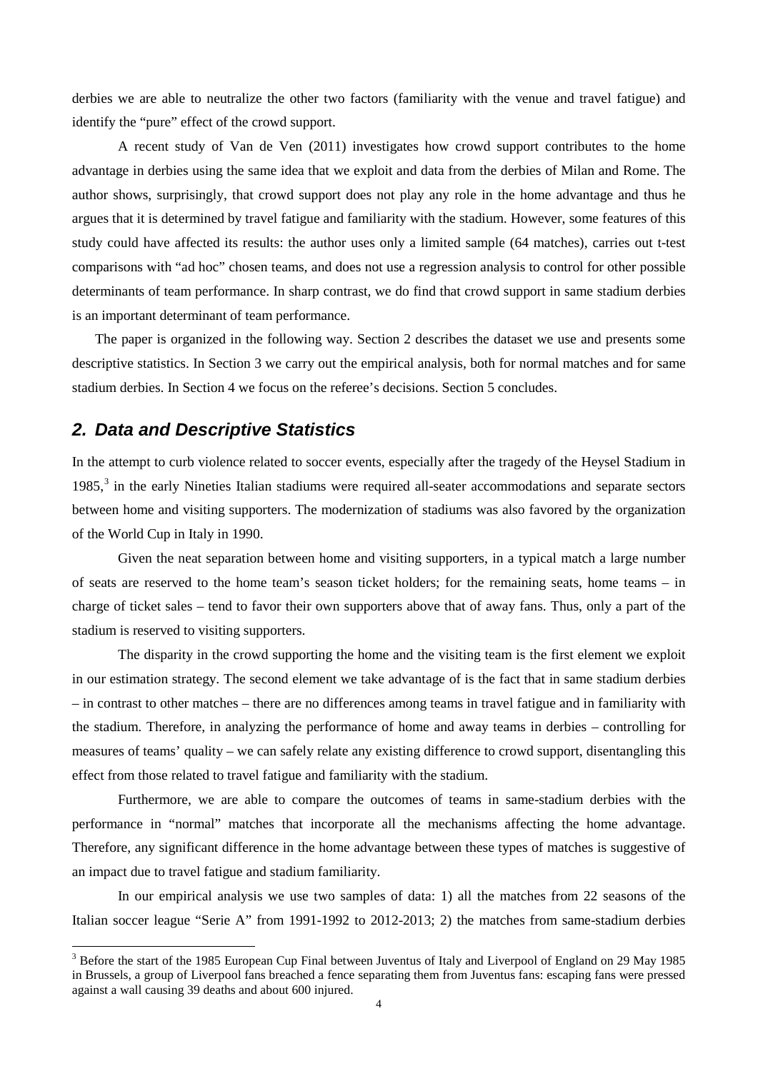derbies we are able to neutralize the other two factors (familiarity with the venue and travel fatigue) and identify the "pure" effect of the crowd support.

A recent study of Van de Ven (2011) investigates how crowd support contributes to the home advantage in derbies using the same idea that we exploit and data from the derbies of Milan and Rome. The author shows, surprisingly, that crowd support does not play any role in the home advantage and thus he argues that it is determined by travel fatigue and familiarity with the stadium. However, some features of this study could have affected its results: the author uses only a limited sample (64 matches), carries out t-test comparisons with "ad hoc" chosen teams, and does not use a regression analysis to control for other possible determinants of team performance. In sharp contrast, we do find that crowd support in same stadium derbies is an important determinant of team performance.

The paper is organized in the following way. Section 2 describes the dataset we use and presents some descriptive statistics. In Section 3 we carry out the empirical analysis, both for normal matches and for same stadium derbies. In Section 4 we focus on the referee's decisions. Section 5 concludes.

## *2. Data and Descriptive Statistics*

In the attempt to curb violence related to soccer events, especially after the tragedy of the Heysel Stadium in 1985,[3] in the early Nineties Italian stadiums were required all-seater accommodations and separate sectors between home and visiting supporters. The modernization of stadiums was also favored by the organization of the World Cup in Italy in 1990.

Given the neat separation between home and visiting supporters, in a typical match a large number of seats are reserved to the home team's season ticket holders; for the remaining seats, home teams – in charge of ticket sales – tend to favor their own supporters above that of away fans. Thus, only a part of the stadium is reserved to visiting supporters.

The disparity in the crowd supporting the home and the visiting team is the first element we exploit in our estimation strategy. The second element we take advantage of is the fact that in same stadium derbies – in contrast to other matches – there are no differences among teams in travel fatigue and in familiarity with the stadium. Therefore, in analyzing the performance of home and away teams in derbies – controlling for measures of teams' quality – we can safely relate any existing difference to crowd support, disentangling this effect from those related to travel fatigue and familiarity with the stadium.

Furthermore, we are able to compare the outcomes of teams in same-stadium derbies with the performance in "normal" matches that incorporate all the mechanisms affecting the home advantage. Therefore, any significant difference in the home advantage between these types of matches is suggestive of an impact due to travel fatigue and stadium familiarity.

In our empirical analysis we use two samples of data: 1) all the matches from 22 seasons of the Italian soccer league "Serie A" from 1991-1992 to 2012-2013; 2) the matches from same-stadium derbies

[3] Before the start of the 1985 European Cup Final between Juventus of Italy and Liverpool of England on 29 May 1985 in Brussels, a group of Liverpool fans breached a fence separating them from Juventus fans: escaping fans were pressed against a wall causing 39 deaths and about 600 injured.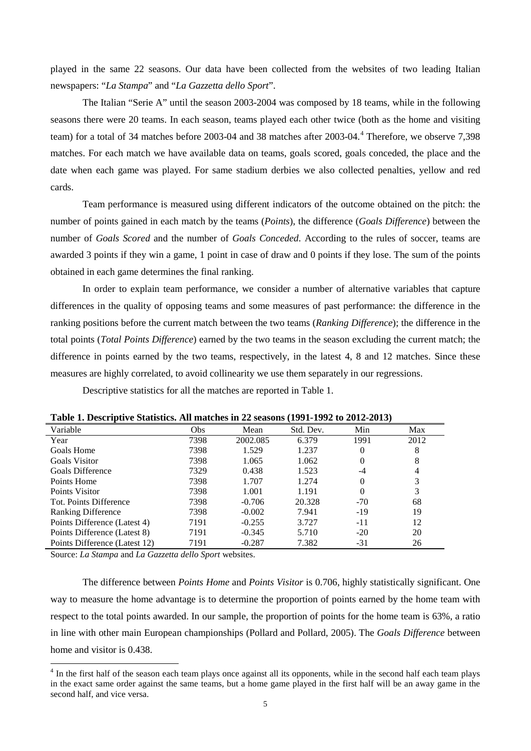played in the same 22 seasons. Our data have been collected from the websites of two leading Italian newspapers: "*La Stampa*" and "*La Gazzetta dello Sport*".

The Italian "Serie A" until the season 2003-2004 was composed by 18 teams, while in the following seasons there were 20 teams. In each season, teams played each other twice (both as the home and visiting team) for a total of 34 matches before 2003-04 and 38 matches after 2003-04.[4] Therefore, we observe 7,398 matches. For each match we have available data on teams, goals scored, goals conceded, the place and the date when each game was played. For same stadium derbies we also collected penalties, yellow and red cards.

Team performance is measured using different indicators of the outcome obtained on the pitch: the number of points gained in each match by the teams (*Points*), the difference (*Goals Difference*) between the number of *Goals Scored* and the number of *Goals Conceded*. According to the rules of soccer, teams are awarded 3 points if they win a game, 1 point in case of draw and 0 points if they lose. The sum of the points obtained in each game determines the final ranking.

In order to explain team performance, we consider a number of alternative variables that capture differences in the quality of opposing teams and some measures of past performance: the difference in the ranking positions before the current match between the two teams (*Ranking Difference*); the difference in the total points (*Total Points Difference*) earned by the two teams in the season excluding the current match; the difference in points earned by the two teams, respectively, in the latest 4, 8 and 12 matches. Since these measures are highly correlated, to avoid collinearity we use them separately in our regressions.

Descriptive statistics for all the matches are reported in Table 1.

**Table 1. Descriptive Statistics. All matches in 22 seasons (1991-1992 to 2012-2013)**

| Variable | Obs | Mean | Std. Dev. | Min | Max |
|---|---|---|---|---|---|
| Year | 7398 | 2002.085 | 6.379 | 1991 | 2012 |
| Goals Home | 7398 | 1.529 | 1.237 | 0 | 8 |
| Goals Visitor | 7398 | 1.065 | 1.062 | 0 | 8 |
| Goals Difference | 7329 | 0.438 | 1.523 | -4 | 4 |
| Points Home | 7398 | 1.707 | 1.274 | 0 | 3 |
| Points Visitor | 7398 | 1.001 | 1.191 | 0 | 3 |
| Tot. Points Difference | 7398 | -0.706 | 20.328 | -70 | 68 |
| Ranking Difference | 7398 | -0.002 | 7.941 | -19 | 19 |
| Points Difference (Latest 4) | 7191 | -0.255 | 3.727 | -11 | 12 |
| Points Difference (Latest 8) | 7191 | -0.345 | 5.710 | -20 | 20 |
| Points Difference (Latest 12) | 7191 | -0.287 | 7.382 | -31 | 26 |

Source: *La Stampa* and *La Gazzetta dello Sport* websites.

The difference between *Points Home* and *Points Visitor* is 0.706, highly statistically significant. One way to measure the home advantage is to determine the proportion of points earned by the home team with respect to the total points awarded. In our sample, the proportion of points for the home team is 63%, a ratio in line with other main European championships (Pollard and Pollard, 2005). The *Goals Difference* between home and visitor is 0.438.

[4] In the first half of the season each team plays once against all its opponents, while in the second half each team plays in the exact same order against the same teams, but a home game played in the first half will be an away game in the second half, and vice versa.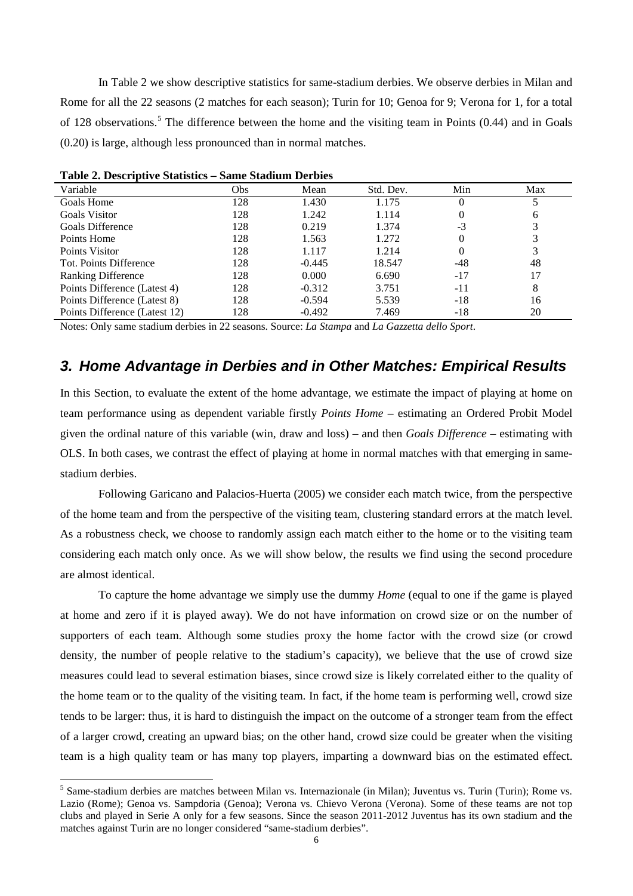In Table 2 we show descriptive statistics for same-stadium derbies. We observe derbies in Milan and Rome for all the 22 seasons (2 matches for each season); Turin for 10; Genoa for 9; Verona for 1, for a total of 128 observations.[5] The difference between the home and the visiting team in Points (0.44) and in Goals (0.20) is large, although less pronounced than in normal matches.

**Table 2. Descriptive Statistics – Same Stadium Derbies**

| Variable | Obs | Mean | Std. Dev. | Min | Max |
|---|---|---|---|---|---|
| Goals Home | 128 | 1.430 | 1.175 | 0 | 5 |
| Goals Visitor | 128 | 1.242 | 1.114 | 0 | 6 |
| Goals Difference | 128 | 0.219 | 1.374 | -3 | 3 |
| Points Home | 128 | 1.563 | 1.272 | 0 | 3 |
| Points Visitor | 128 | 1.117 | 1.214 | 0 | 3 |
| Tot. Points Difference | 128 | -0.445 | 18.547 | -48 | 48 |
| Ranking Difference | 128 | 0.000 | 6.690 | -17 | 17 |
| Points Difference (Latest 4) | 128 | -0.312 | 3.751 | -11 | 8 |
| Points Difference (Latest 8) | 128 | -0.594 | 5.539 | -18 | 16 |
| Points Difference (Latest 12) | 128 | -0.492 | 7.469 | -18 | 20 |

Notes: Only same stadium derbies in 22 seasons. Source: *La Stampa* and *La Gazzetta dello Sport*.

## 3. Home Advantage in Derbies and in Other Matches: Empirical Results

In this Section, to evaluate the extent of the home advantage, we estimate the impact of playing at home on team performance using as dependent variable firstly *Points Home* – estimating an Ordered Probit Model given the ordinal nature of this variable (win, draw and loss) – and then *Goals Difference* – estimating with OLS. In both cases, we contrast the effect of playing at home in normal matches with that emerging in same-stadium derbies.

Following Garicano and Palacios-Huerta (2005) we consider each match twice, from the perspective of the home team and from the perspective of the visiting team, clustering standard errors at the match level. As a robustness check, we choose to randomly assign each match either to the home or to the visiting team considering each match only once. As we will show below, the results we find using the second procedure are almost identical.

To capture the home advantage we simply use the dummy *Home* (equal to one if the game is played at home and zero if it is played away). We do not have information on crowd size or on the number of supporters of each team. Although some studies proxy the home factor with the crowd size (or crowd density, the number of people relative to the stadium's capacity), we believe that the use of crowd size measures could lead to several estimation biases, since crowd size is likely correlated either to the quality of the home team or to the quality of the visiting team. In fact, if the home team is performing well, crowd size tends to be larger: thus, it is hard to distinguish the impact on the outcome of a stronger team from the effect of a larger crowd, creating an upward bias; on the other hand, crowd size could be greater when the visiting team is a high quality team or has many top players, imparting a downward bias on the estimated effect.

[5] Same-stadium derbies are matches between Milan vs. Internazionale (in Milan); Juventus vs. Turin (Turin); Rome vs. Lazio (Rome); Genoa vs. Sampdoria (Genoa); Verona vs. Chievo Verona (Verona). Some of these teams are not top clubs and played in Serie A only for a few seasons. Since the season 2011-2012 Juventus has its own stadium and the matches against Turin are no longer considered "same-stadium derbies".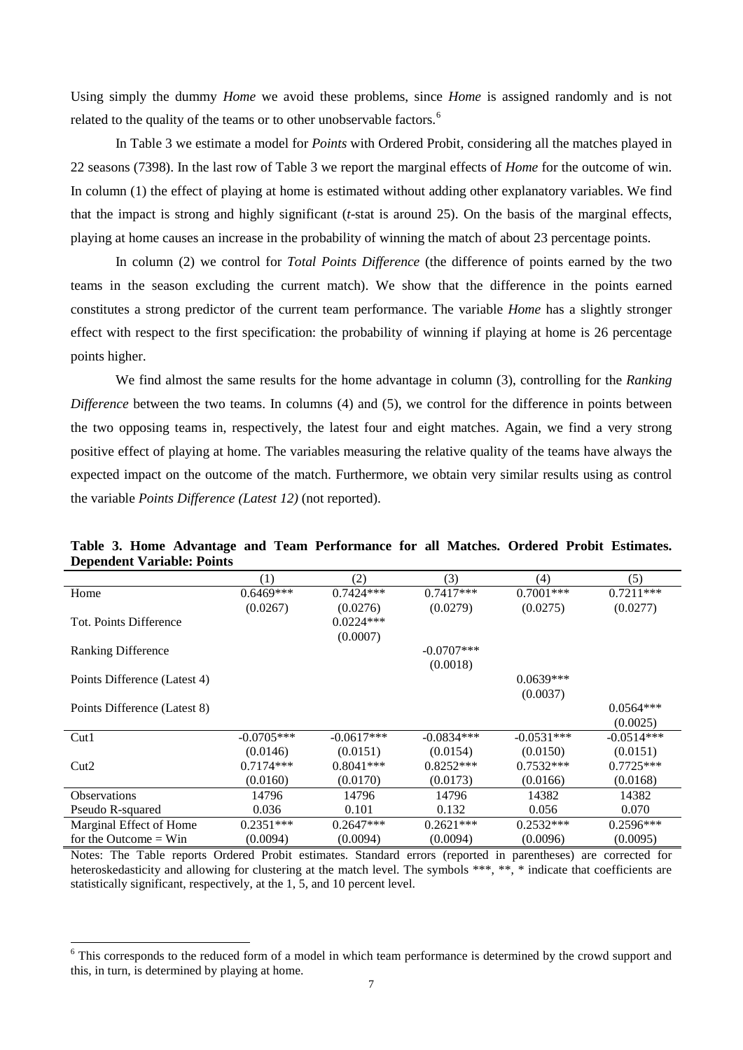Using simply the dummy *Home* we avoid these problems, since *Home* is assigned randomly and is not related to the quality of the teams or to other unobservable factors.[6]

In Table 3 we estimate a model for *Points* with Ordered Probit, considering all the matches played in 22 seasons (7398). In the last row of Table 3 we report the marginal effects of *Home* for the outcome of win. In column (1) the effect of playing at home is estimated without adding other explanatory variables. We find that the impact is strong and highly significant (*t*-stat is around 25). On the basis of the marginal effects, playing at home causes an increase in the probability of winning the match of about 23 percentage points.

In column (2) we control for *Total Points Difference* (the difference of points earned by the two teams in the season excluding the current match). We show that the difference in the points earned constitutes a strong predictor of the current team performance. The variable *Home* has a slightly stronger effect with respect to the first specification: the probability of winning if playing at home is 26 percentage points higher.

We find almost the same results for the home advantage in column (3), controlling for the *Ranking Difference* between the two teams. In columns (4) and (5), we control for the difference in points between the two opposing teams in, respectively, the latest four and eight matches. Again, we find a very strong positive effect of playing at home. The variables measuring the relative quality of the teams have always the expected impact on the outcome of the match. Furthermore, we obtain very similar results using as control the variable *Points Difference (Latest 12)* (not reported).

**Table 3. Home Advantage and Team Performance for all Matches. Ordered Probit Estimates. Dependent Variable: Points**

| | (1) | (2) | (3) | (4) | (5) |
|---|---|---|---|---|---|
| Home | 0.6469*** | 0.7424*** | 0.7417*** | 0.7001*** | 0.7211*** |
| | (0.0267) | (0.0276) | (0.0279) | (0.0275) | (0.0277) |
| Tot. Points Difference | | 0.0224*** | | | |
| | | (0.0007) | | | |
| Ranking Difference | | | -0.0707*** | | |
| | | | (0.0018) | | |
| Points Difference (Latest 4) | | | | 0.0639*** | |
| | | | | (0.0037) | |
| Points Difference (Latest 8) | | | | | 0.0564*** |
| | | | | | (0.0025) |
| Cut1 | -0.0705*** | -0.0617*** | -0.0834*** | -0.0531*** | -0.0514*** |
| | (0.0146) | (0.0151) | (0.0154) | (0.0150) | (0.0151) |
| Cut2 | 0.7174*** | 0.8041*** | 0.8252*** | 0.7532*** | 0.7725*** |
| | (0.0160) | (0.0170) | (0.0173) | (0.0166) | (0.0168) |
| Observations | 14796 | 14796 | 14796 | 14382 | 14382 |
| Pseudo R-squared | 0.036 | 0.101 | 0.132 | 0.056 | 0.070 |
| Marginal Effect of Home | 0.2351*** | 0.2647*** | 0.2621*** | 0.2532*** | 0.2596*** |
| for the Outcome = Win | (0.0094) | (0.0094) | (0.0094) | (0.0096) | (0.0095) |

Notes: The Table reports Ordered Probit estimates. Standard errors (reported in parentheses) are corrected for heteroskedasticity and allowing for clustering at the match level. The symbols ***, **, * indicate that coefficients are statistically significant, respectively, at the 1, 5, and 10 percent level.

[6] This corresponds to the reduced form of a model in which team performance is determined by the crowd support and this, in turn, is determined by playing at home.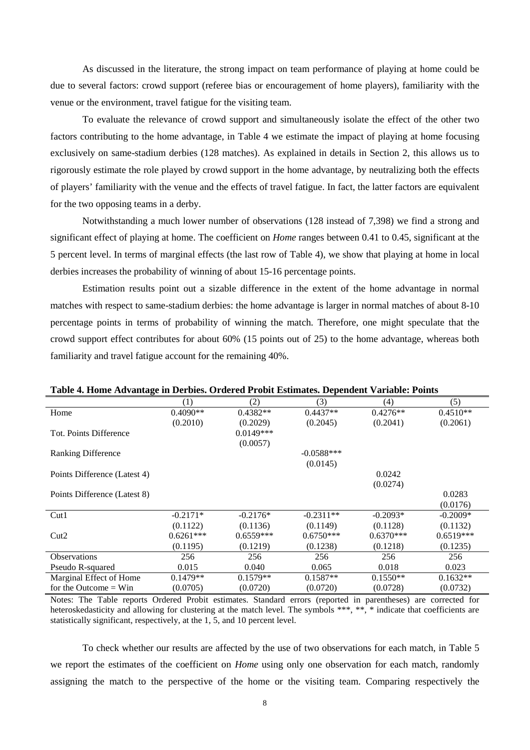As discussed in the literature, the strong impact on team performance of playing at home could be due to several factors: crowd support (referee bias or encouragement of home players), familiarity with the venue or the environment, travel fatigue for the visiting team.

To evaluate the relevance of crowd support and simultaneously isolate the effect of the other two factors contributing to the home advantage, in Table 4 we estimate the impact of playing at home focusing exclusively on same-stadium derbies (128 matches). As explained in details in Section 2, this allows us to rigorously estimate the role played by crowd support in the home advantage, by neutralizing both the effects of players' familiarity with the venue and the effects of travel fatigue. In fact, the latter factors are equivalent for the two opposing teams in a derby.

Notwithstanding a much lower number of observations (128 instead of 7,398) we find a strong and significant effect of playing at home. The coefficient on *Home* ranges between 0.41 to 0.45, significant at the 5 percent level. In terms of marginal effects (the last row of Table 4), we show that playing at home in local derbies increases the probability of winning of about 15-16 percentage points.

Estimation results point out a sizable difference in the extent of the home advantage in normal matches with respect to same-stadium derbies: the home advantage is larger in normal matches of about 8-10 percentage points in terms of probability of winning the match. Therefore, one might speculate that the crowd support effect contributes for about 60% (15 points out of 25) to the home advantage, whereas both familiarity and travel fatigue account for the remaining 40%.

**Table 4. Home Advantage in Derbies. Ordered Probit Estimates. Dependent Variable: Points**

| | (1) | (2) | (3) | (4) | (5) |
|---|---|---|---|---|---|
| Home | 0.4090** | 0.4382** | 0.4437** | 0.4276** | 0.4510** |
| | (0.2010) | (0.2029) | (0.2045) | (0.2041) | (0.2061) |
| Tot. Points Difference | | 0.0149*** | | | |
| | | (0.0057) | | | |
| Ranking Difference | | | -0.0588*** | | |
| | | | (0.0145) | | |
| Points Difference (Latest 4) | | | | 0.0242 | |
| | | | | (0.0274) | |
| Points Difference (Latest 8) | | | | | 0.0283 |
| | | | | | (0.0176) |
| Cut1 | -0.2171* | -0.2176* | -0.2311** | -0.2093* | -0.2009* |
| | (0.1122) | (0.1136) | (0.1149) | (0.1128) | (0.1132) |
| Cut2 | 0.6261*** | 0.6559*** | 0.6750*** | 0.6370*** | 0.6519*** |
| | (0.1195) | (0.1219) | (0.1238) | (0.1218) | (0.1235) |
| Observations | 256 | 256 | 256 | 256 | 256 |
| Pseudo R-squared | 0.015 | 0.040 | 0.065 | 0.018 | 0.023 |
| Marginal Effect of Home | 0.1479** | 0.1579** | 0.1587** | 0.1550** | 0.1632** |
| for the Outcome = Win | (0.0705) | (0.0720) | (0.0720) | (0.0728) | (0.0732) |

Notes: The Table reports Ordered Probit estimates. Standard errors (reported in parentheses) are corrected for heteroskedasticity and allowing for clustering at the match level. The symbols ***, **, * indicate that coefficients are statistically significant, respectively, at the 1, 5, and 10 percent level.

To check whether our results are affected by the use of two observations for each match, in Table 5 we report the estimates of the coefficient on *Home* using only one observation for each match, randomly assigning the match to the perspective of the home or the visiting team. Comparing respectively the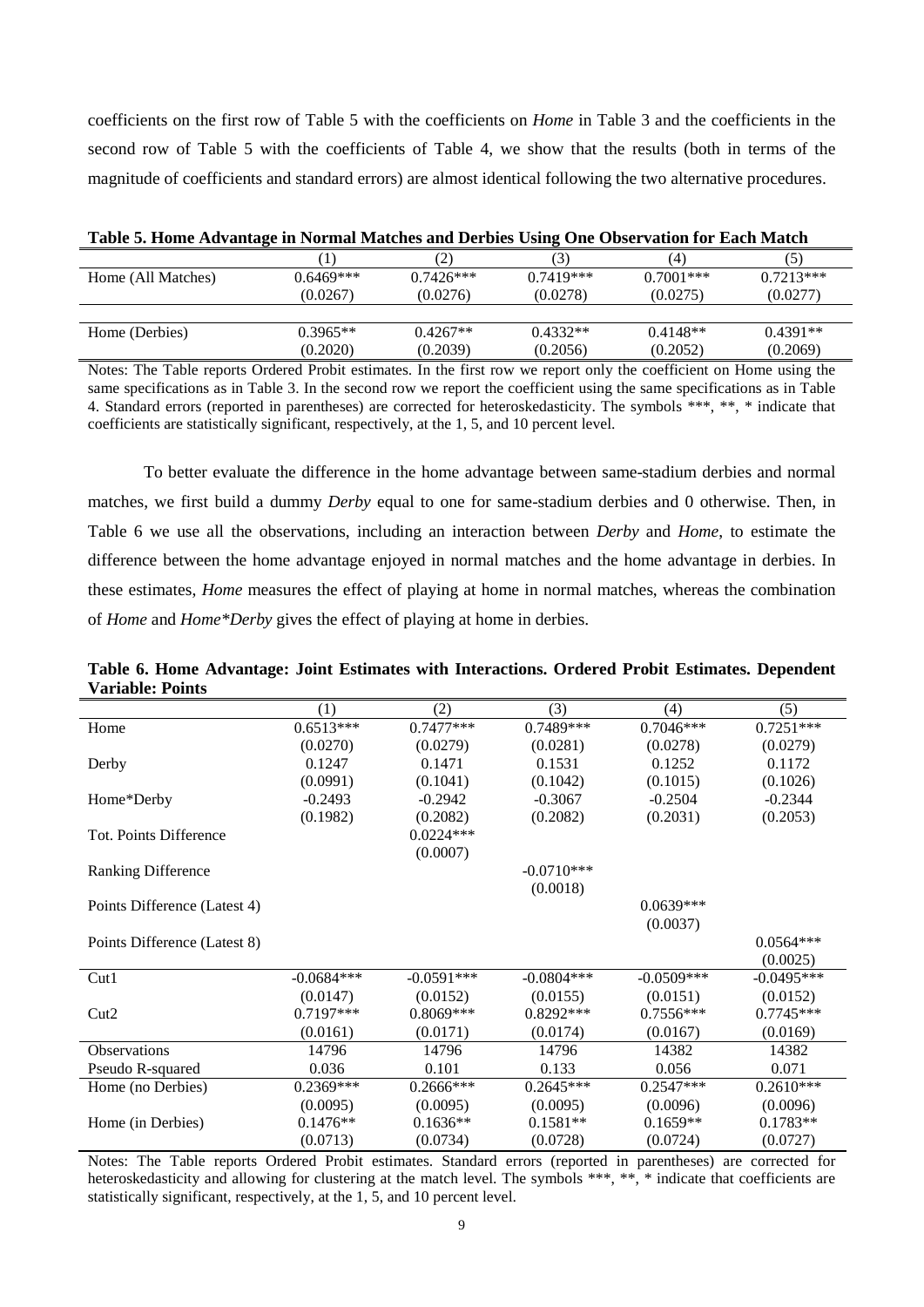coefficients on the first row of Table 5 with the coefficients on *Home* in Table 3 and the coefficients in the second row of Table 5 with the coefficients of Table 4, we show that the results (both in terms of the magnitude of coefficients and standard errors) are almost identical following the two alternative procedures.

**Table 5. Home Advantage in Normal Matches and Derbies Using One Observation for Each Match**

| | (1) | (2) | (3) | (4) | (5) |
|---|---|---|---|---|---|
| Home (All Matches) | 0.6469*** | 0.7426*** | 0.7419*** | 0.7001*** | 0.7213*** |
| | (0.0267) | (0.0276) | (0.0278) | (0.0275) | (0.0277) |
| | | | | | |
| Home (Derbies) | 0.3965** | 0.4267** | 0.4332** | 0.4148** | 0.4391** |
| | (0.2020) | (0.2039) | (0.2056) | (0.2052) | (0.2069) |

Notes: The Table reports Ordered Probit estimates. In the first row we report only the coefficient on Home using the same specifications as in Table 3. In the second row we report the coefficient using the same specifications as in Table 4. Standard errors (reported in parentheses) are corrected for heteroskedasticity. The symbols ***, **, * indicate that coefficients are statistically significant, respectively, at the 1, 5, and 10 percent level.

To better evaluate the difference in the home advantage between same-stadium derbies and normal matches, we first build a dummy *Derby* equal to one for same-stadium derbies and 0 otherwise. Then, in Table 6 we use all the observations, including an interaction between *Derby* and *Home*, to estimate the difference between the home advantage enjoyed in normal matches and the home advantage in derbies. In these estimates, *Home* measures the effect of playing at home in normal matches, whereas the combination of *Home* and *Home*Derby* gives the effect of playing at home in derbies.

**Table 6. Home Advantage: Joint Estimates with Interactions. Ordered Probit Estimates. Dependent Variable: Points**

| | (1) | (2) | (3) | (4) | (5) |
|---|---|---|---|---|---|
| Home | 0.6513*** | 0.7477*** | 0.7489*** | 0.7046*** | 0.7251*** |
| | (0.0270) | (0.0279) | (0.0281) | (0.0278) | (0.0279) |
| Derby | 0.1247 | 0.1471 | 0.1531 | 0.1252 | 0.1172 |
| | (0.0991) | (0.1041) | (0.1042) | (0.1015) | (0.1026) |
| Home*Derby | -0.2493 | -0.2942 | -0.3067 | -0.2504 | -0.2344 |
| | (0.1982) | (0.2082) | (0.2082) | (0.2031) | (0.2053) |
| Tot. Points Difference | | 0.0224*** | | | |
| | | (0.0007) | | | |
| Ranking Difference | | | -0.0710*** | | |
| | | | (0.0018) | | |
| Points Difference (Latest 4) | | | | 0.0639*** | |
| | | | | (0.0037) | |
| Points Difference (Latest 8) | | | | | 0.0564*** |
| | | | | | (0.0025) |
| Cut1 | -0.0684*** | -0.0591*** | -0.0804*** | -0.0509*** | -0.0495*** |
| | (0.0147) | (0.0152) | (0.0155) | (0.0151) | (0.0152) |
| Cut2 | 0.7197*** | 0.8069*** | 0.8292*** | 0.7556*** | 0.7745*** |
| | (0.0161) | (0.0171) | (0.0174) | (0.0167) | (0.0169) |
| Observations | 14796 | 14796 | 14796 | 14382 | 14382 |
| Pseudo R-squared | 0.036 | 0.101 | 0.133 | 0.056 | 0.071 |
| Home (no Derbies) | 0.2369*** | 0.2666*** | 0.2645*** | 0.2547*** | 0.2610*** |
| | (0.0095) | (0.0095) | (0.0095) | (0.0096) | (0.0096) |
| Home (in Derbies) | 0.1476** | 0.1636** | 0.1581** | 0.1659** | 0.1783** |
| | (0.0713) | (0.0734) | (0.0728) | (0.0724) | (0.0727) |

Notes: The Table reports Ordered Probit estimates. Standard errors (reported in parentheses) are corrected for heteroskedasticity and allowing for clustering at the match level. The symbols ***, **, * indicate that coefficients are statistically significant, respectively, at the 1, 5, and 10 percent level.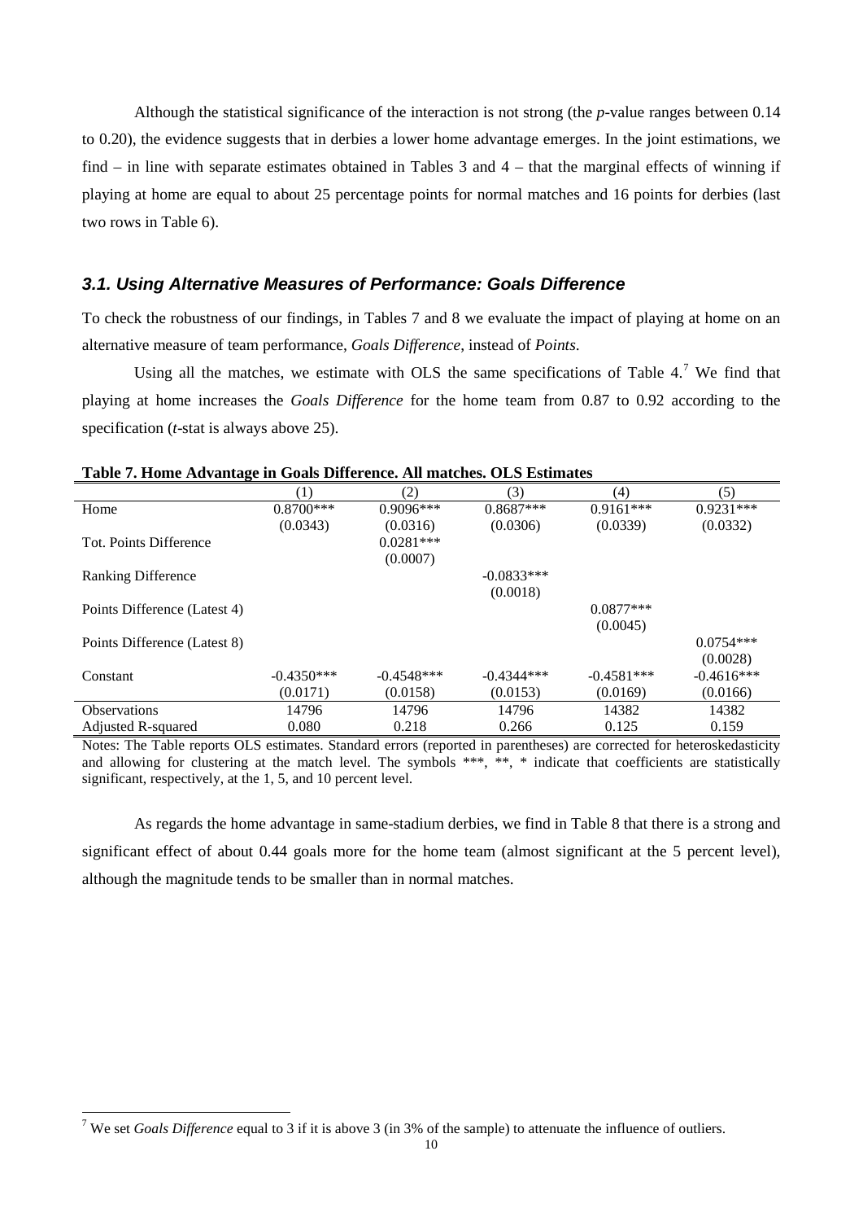Although the statistical significance of the interaction is not strong (the *p*-value ranges between 0.14 to 0.20), the evidence suggests that in derbies a lower home advantage emerges. In the joint estimations, we find – in line with separate estimates obtained in Tables 3 and 4 – that the marginal effects of winning if playing at home are equal to about 25 percentage points for normal matches and 16 points for derbies (last two rows in Table 6).

### *3.1. Using Alternative Measures of Performance: Goals Difference*

To check the robustness of our findings, in Tables 7 and 8 we evaluate the impact of playing at home on an alternative measure of team performance, *Goals Difference*, instead of *Points*.

Using all the matches, we estimate with OLS the same specifications of Table 4.[7] We find that playing at home increases the *Goals Difference* for the home team from 0.87 to 0.92 according to the specification (*t*-stat is always above 25).

**Table 7. Home Advantage in Goals Difference. All matches. OLS Estimates**

| | (1) | (2) | (3) | (4) | (5) |
|---|---|---|---|---|---|
| Home | 0.8700*** | 0.9096*** | 0.8687*** | 0.9161*** | 0.9231*** |
| | (0.0343) | (0.0316) | (0.0306) | (0.0339) | (0.0332) |
| Tot. Points Difference | | 0.0281*** | | | |
| | | (0.0007) | | | |
| Ranking Difference | | | -0.0833*** | | |
| | | | (0.0018) | | |
| Points Difference (Latest 4) | | | | 0.0877*** | |
| | | | | (0.0045) | |
| Points Difference (Latest 8) | | | | | 0.0754*** |
| | | | | | (0.0028) |
| Constant | -0.4350*** | -0.4548*** | -0.4344*** | -0.4581*** | -0.4616*** |
| | (0.0171) | (0.0158) | (0.0153) | (0.0169) | (0.0166) |
| Observations | 14796 | 14796 | 14796 | 14382 | 14382 |
| Adjusted R-squared | 0.080 | 0.218 | 0.266 | 0.125 | 0.159 |

Notes: The Table reports OLS estimates. Standard errors (reported in parentheses) are corrected for heteroskedasticity and allowing for clustering at the match level. The symbols ***, **, * indicate that coefficients are statistically significant, respectively, at the 1, 5, and 10 percent level.

As regards the home advantage in same-stadium derbies, we find in Table 8 that there is a strong and significant effect of about 0.44 goals more for the home team (almost significant at the 5 percent level), although the magnitude tends to be smaller than in normal matches.

[7] We set *Goals Difference* equal to 3 if it is above 3 (in 3% of the sample) to attenuate the influence of outliers.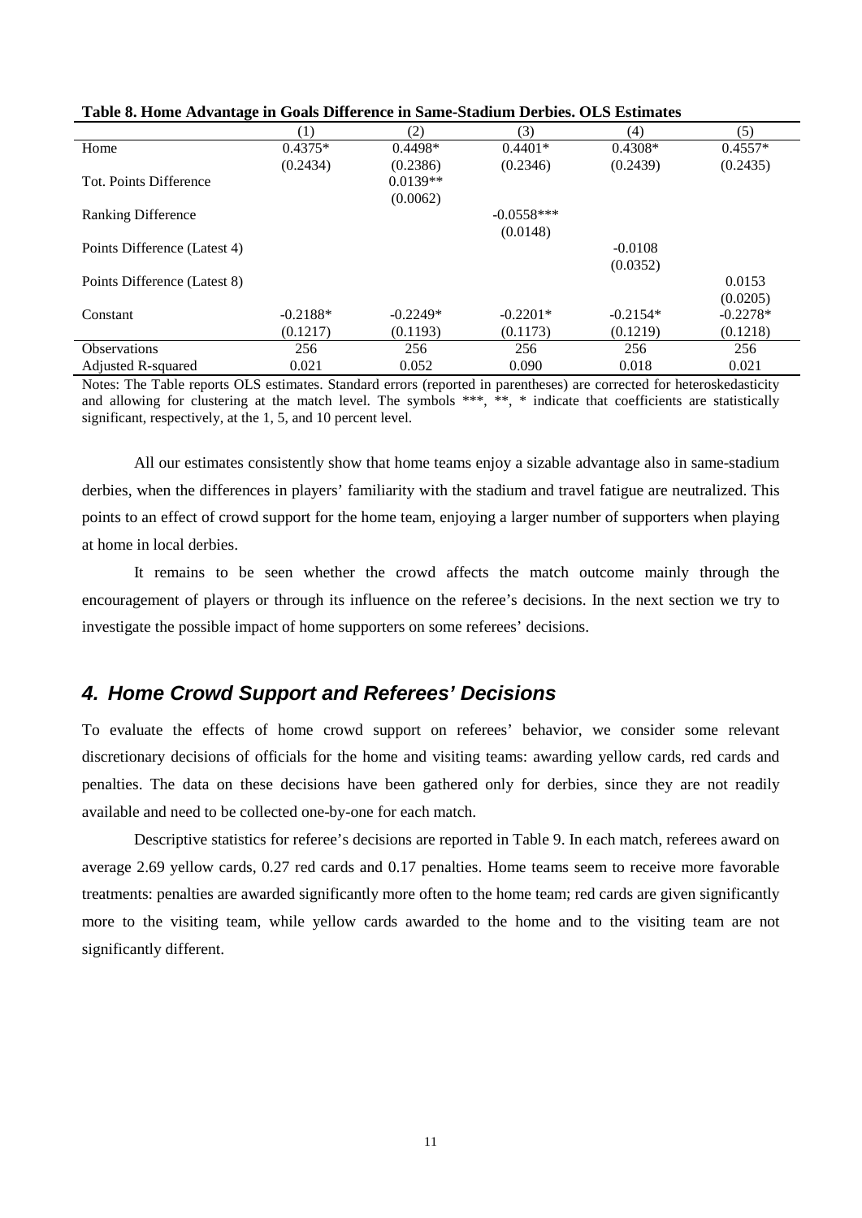**Table 8. Home Advantage in Goals Difference in Same-Stadium Derbies. OLS Estimates**

| | (1) | (2) | (3) | (4) | (5) |
|---|---|---|---|---|---|
| Home | 0.4375* | 0.4498* | 0.4401* | 0.4308* | 0.4557* |
| | (0.2434) | (0.2386) | (0.2346) | (0.2439) | (0.2435) |
| Tot. Points Difference | | 0.0139** | | | |
| | | (0.0062) | | | |
| Ranking Difference | | | -0.0558*** | | |
| | | | (0.0148) | | |
| Points Difference (Latest 4) | | | | -0.0108 | |
| | | | | (0.0352) | |
| Points Difference (Latest 8) | | | | | 0.0153 |
| | | | | | (0.0205) |
| Constant | -0.2188* | -0.2249* | -0.2201* | -0.2154* | -0.2278* |
| | (0.1217) | (0.1193) | (0.1173) | (0.1219) | (0.1218) |
| Observations | 256 | 256 | 256 | 256 | 256 |
| Adjusted R-squared | 0.021 | 0.052 | 0.090 | 0.018 | 0.021 |

Notes: The Table reports OLS estimates. Standard errors (reported in parentheses) are corrected for heteroskedasticity and allowing for clustering at the match level. The symbols ***, **, * indicate that coefficients are statistically significant, respectively, at the 1, 5, and 10 percent level.

All our estimates consistently show that home teams enjoy a sizable advantage also in same-stadium derbies, when the differences in players' familiarity with the stadium and travel fatigue are neutralized. This points to an effect of crowd support for the home team, enjoying a larger number of supporters when playing at home in local derbies.

It remains to be seen whether the crowd affects the match outcome mainly through the encouragement of players or through its influence on the referee's decisions. In the next section we try to investigate the possible impact of home supporters on some referees' decisions.

## 4. Home Crowd Support and Referees' Decisions

To evaluate the effects of home crowd support on referees' behavior, we consider some relevant discretionary decisions of officials for the home and visiting teams: awarding yellow cards, red cards and penalties. The data on these decisions have been gathered only for derbies, since they are not readily available and need to be collected one-by-one for each match.

Descriptive statistics for referee's decisions are reported in Table 9. In each match, referees award on average 2.69 yellow cards, 0.27 red cards and 0.17 penalties. Home teams seem to receive more favorable treatments: penalties are awarded significantly more often to the home team; red cards are given significantly more to the visiting team, while yellow cards awarded to the home and to the visiting team are not significantly different.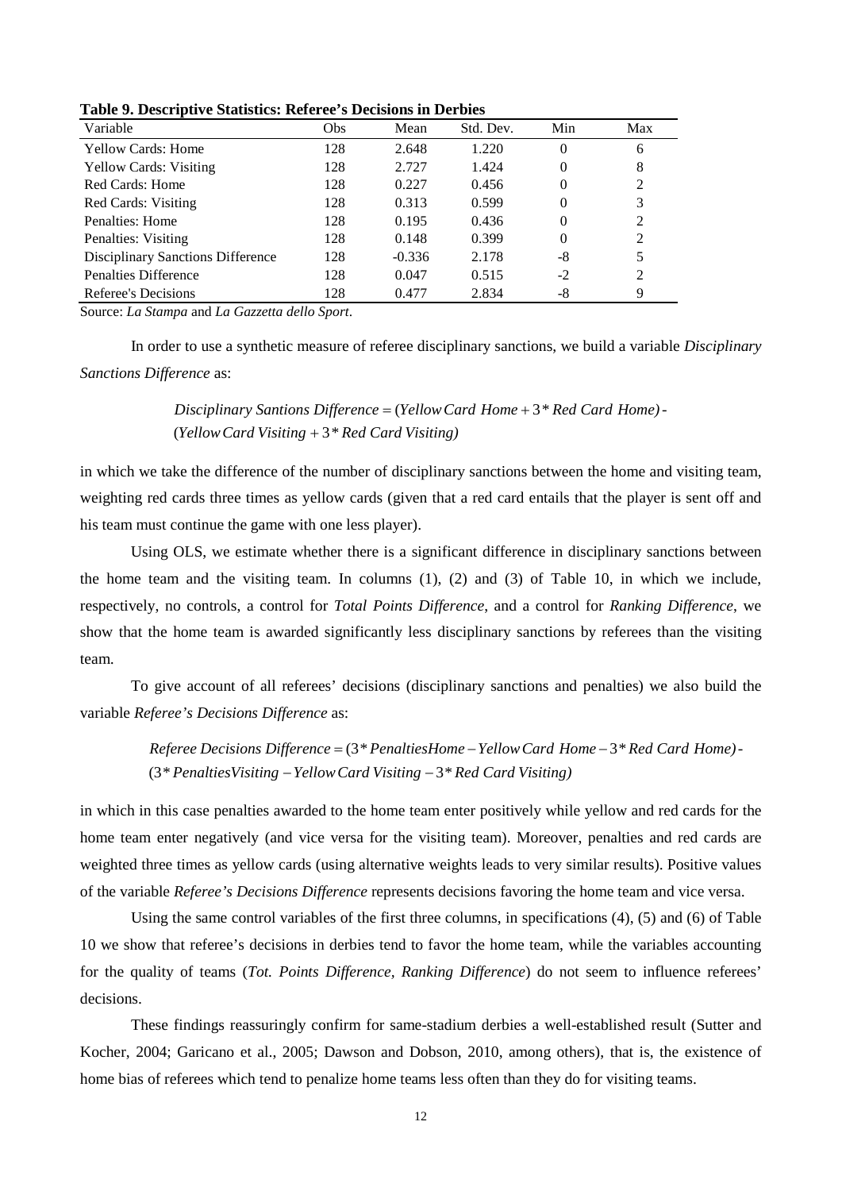**Table 9. Descriptive Statistics: Referee's Decisions in Derbies**

| Variable | Obs | Mean | Std. Dev. | Min | Max |
|---|---|---|---|---|---|
| Yellow Cards: Home | 128 | 2.648 | 1.220 | 0 | 6 |
| Yellow Cards: Visiting | 128 | 2.727 | 1.424 | 0 | 8 |
| Red Cards: Home | 128 | 0.227 | 0.456 | 0 | 2 |
| Red Cards: Visiting | 128 | 0.313 | 0.599 | 0 | 3 |
| Penalties: Home | 128 | 0.195 | 0.436 | 0 | 2 |
| Penalties: Visiting | 128 | 0.148 | 0.399 | 0 | 2 |
| Disciplinary Sanctions Difference | 128 | -0.336 | 2.178 | -8 | 5 |
| Penalties Difference | 128 | 0.047 | 0.515 | -2 | 2 |
| Referee's Decisions | 128 | 0.477 | 2.834 | -8 | 9 |

Source: *La Stampa* and *La Gazzetta dello Sport*.

In order to use a synthetic measure of referee disciplinary sanctions, we build a variable *Disciplinary Sanctions Difference* as:

$$\text{Disciplinary Santions Difference} = (\text{Yellow Card Home} + 3 * \text{Red Card Home}) - (\text{Yellow Card Visiting} + 3 * \text{Red Card Visiting})$$

in which we take the difference of the number of disciplinary sanctions between the home and visiting team, weighting red cards three times as yellow cards (given that a red card entails that the player is sent off and his team must continue the game with one less player).

Using OLS, we estimate whether there is a significant difference in disciplinary sanctions between the home team and the visiting team. In columns (1), (2) and (3) of Table 10, in which we include, respectively, no controls, a control for *Total Points Difference*, and a control for *Ranking Difference*, we show that the home team is awarded significantly less disciplinary sanctions by referees than the visiting team.

To give account of all referees' decisions (disciplinary sanctions and penalties) we also build the variable *Referee's Decisions Difference* as:

$$\text{Referee Decisions Difference} = (3 * \text{PenaltiesHome} - \text{Yellow Card Home} - 3 * \text{Red Card Home}) - (3 * \text{PenaltiesVisiting} - \text{Yellow Card Visiting} - 3 * \text{Red Card Visiting})$$

in which in this case penalties awarded to the home team enter positively while yellow and red cards for the home team enter negatively (and vice versa for the visiting team). Moreover, penalties and red cards are weighted three times as yellow cards (using alternative weights leads to very similar results). Positive values of the variable *Referee's Decisions Difference* represents decisions favoring the home team and vice versa.

Using the same control variables of the first three columns, in specifications (4), (5) and (6) of Table 10 we show that referee's decisions in derbies tend to favor the home team, while the variables accounting for the quality of teams (*Tot. Points Difference*, *Ranking Difference*) do not seem to influence referees' decisions.

These findings reassuringly confirm for same-stadium derbies a well-established result (Sutter and Kocher, 2004; Garicano et al., 2005; Dawson and Dobson, 2010, among others), that is, the existence of home bias of referees which tend to penalize home teams less often than they do for visiting teams.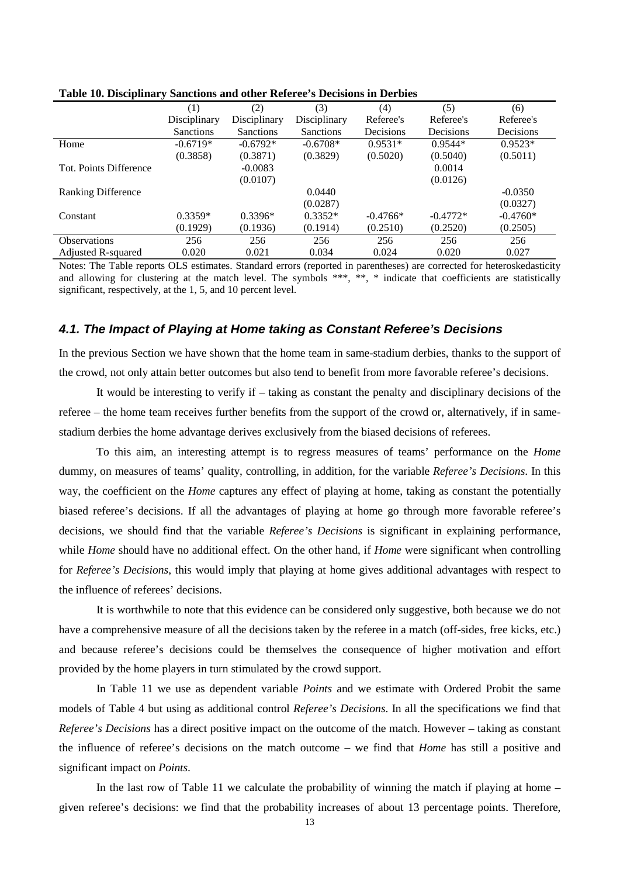**Table 10. Disciplinary Sanctions and other Referee's Decisions in Derbies**

| | (1) | (2) | (3) | (4) | (5) | (6) |
|---|---|---|---|---|---|---|
| | Disciplinary Sanctions | Disciplinary Sanctions | Disciplinary Sanctions | Referee's Decisions | Referee's Decisions | Referee's Decisions |
| Home | -0.6719* | -0.6792* | -0.6708* | 0.9531* | 0.9544* | 0.9523* |
| | (0.3858) | (0.3871) | (0.3829) | (0.5020) | (0.5040) | (0.5011) |
| Tot. Points Difference | | -0.0083 | | | 0.0014 | |
| | | (0.0107) | | | (0.0126) | |
| Ranking Difference | | | 0.0440 | | | -0.0350 |
| | | | (0.0287) | | | (0.0327) |
| Constant | 0.3359* | 0.3396* | 0.3352* | -0.4766* | -0.4772* | -0.4760* |
| | (0.1929) | (0.1936) | (0.1914) | (0.2510) | (0.2520) | (0.2505) |
| Observations | 256 | 256 | 256 | 256 | 256 | 256 |
| Adjusted R-squared | 0.020 | 0.021 | 0.034 | 0.024 | 0.020 | 0.027 |

Notes: The Table reports OLS estimates. Standard errors (reported in parentheses) are corrected for heteroskedasticity and allowing for clustering at the match level. The symbols ***, **, * indicate that coefficients are statistically significant, respectively, at the 1, 5, and 10 percent level.

### *4.1. The Impact of Playing at Home taking as Constant Referee's Decisions*

In the previous Section we have shown that the home team in same-stadium derbies, thanks to the support of the crowd, not only attain better outcomes but also tend to benefit from more favorable referee's decisions.

It would be interesting to verify if – taking as constant the penalty and disciplinary decisions of the referee – the home team receives further benefits from the support of the crowd or, alternatively, if in same-stadium derbies the home advantage derives exclusively from the biased decisions of referees.

To this aim, an interesting attempt is to regress measures of teams' performance on the *Home* dummy, on measures of teams' quality, controlling, in addition, for the variable *Referee's Decisions*. In this way, the coefficient on the *Home* captures any effect of playing at home, taking as constant the potentially biased referee's decisions. If all the advantages of playing at home go through more favorable referee's decisions, we should find that the variable *Referee's Decisions* is significant in explaining performance, while *Home* should have no additional effect. On the other hand, if *Home* were significant when controlling for *Referee's Decisions*, this would imply that playing at home gives additional advantages with respect to the influence of referees' decisions.

It is worthwhile to note that this evidence can be considered only suggestive, both because we do not have a comprehensive measure of all the decisions taken by the referee in a match (off-sides, free kicks, etc.) and because referee's decisions could be themselves the consequence of higher motivation and effort provided by the home players in turn stimulated by the crowd support.

In Table 11 we use as dependent variable *Points* and we estimate with Ordered Probit the same models of Table 4 but using as additional control *Referee's Decisions*. In all the specifications we find that *Referee's Decisions* has a direct positive impact on the outcome of the match. However – taking as constant the influence of referee's decisions on the match outcome – we find that *Home* has still a positive and significant impact on *Points*.

In the last row of Table 11 we calculate the probability of winning the match if playing at home – given referee's decisions: we find that the probability increases of about 13 percentage points. Therefore,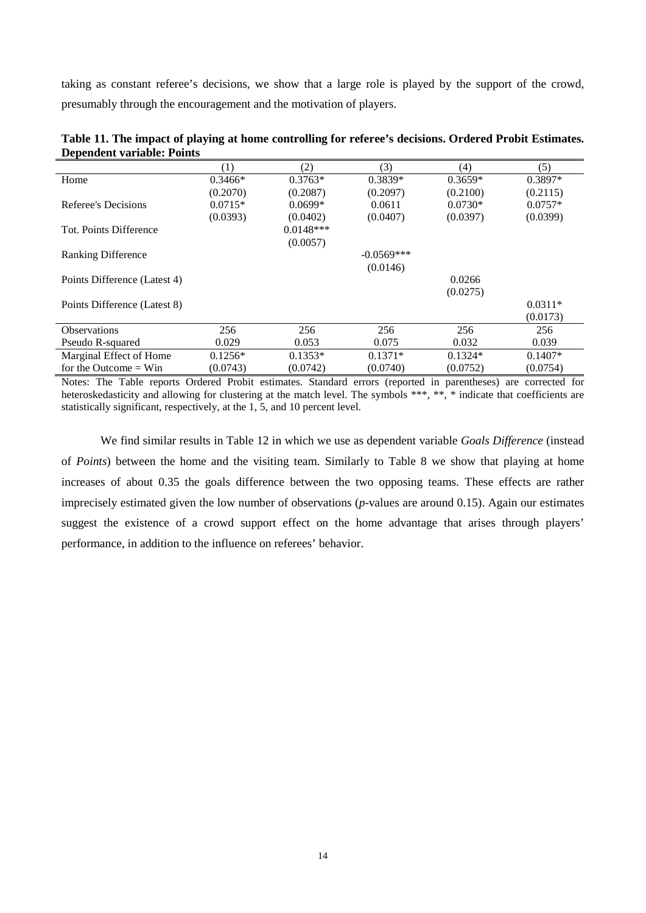taking as constant referee's decisions, we show that a large role is played by the support of the crowd, presumably through the encouragement and the motivation of players.

**Table 11. The impact of playing at home controlling for referee's decisions. Ordered Probit Estimates. Dependent variable: Points**

| | (1) | (2) | (3) | (4) | (5) |
|---|---|---|---|---|---|
| Home | 0.3466* | 0.3763* | 0.3839* | 0.3659* | 0.3897* |
| | (0.2070) | (0.2087) | (0.2097) | (0.2100) | (0.2115) |
| Referee's Decisions | 0.0715* | 0.0699* | 0.0611 | 0.0730* | 0.0757* |
| | (0.0393) | (0.0402) | (0.0407) | (0.0397) | (0.0399) |
| Tot. Points Difference | | 0.0148*** | | | |
| | | (0.0057) | | | |
| Ranking Difference | | | -0.0569*** | | |
| | | | (0.0146) | | |
| Points Difference (Latest 4) | | | | 0.0266 | |
| | | | | (0.0275) | |
| Points Difference (Latest 8) | | | | | 0.0311* |
| | | | | | (0.0173) |
| Observations | 256 | 256 | 256 | 256 | 256 |
| Pseudo R-squared | 0.029 | 0.053 | 0.075 | 0.032 | 0.039 |
| Marginal Effect of Home for the Outcome = Win | 0.1256* | 0.1353* | 0.1371* | 0.1324* | 0.1407* |
| | (0.0743) | (0.0742) | (0.0740) | (0.0752) | (0.0754) |

Notes: The Table reports Ordered Probit estimates. Standard errors (reported in parentheses) are corrected for heteroskedasticity and allowing for clustering at the match level. The symbols ***, **, * indicate that coefficients are statistically significant, respectively, at the 1, 5, and 10 percent level.

We find similar results in Table 12 in which we use as dependent variable *Goals Difference* (instead of *Points*) between the home and the visiting team. Similarly to Table 8 we show that playing at home increases of about 0.35 the goals difference between the two opposing teams. These effects are rather imprecisely estimated given the low number of observations (*p*-values are around 0.15). Again our estimates suggest the existence of a crowd support effect on the home advantage that arises through players' performance, in addition to the influence on referees' behavior.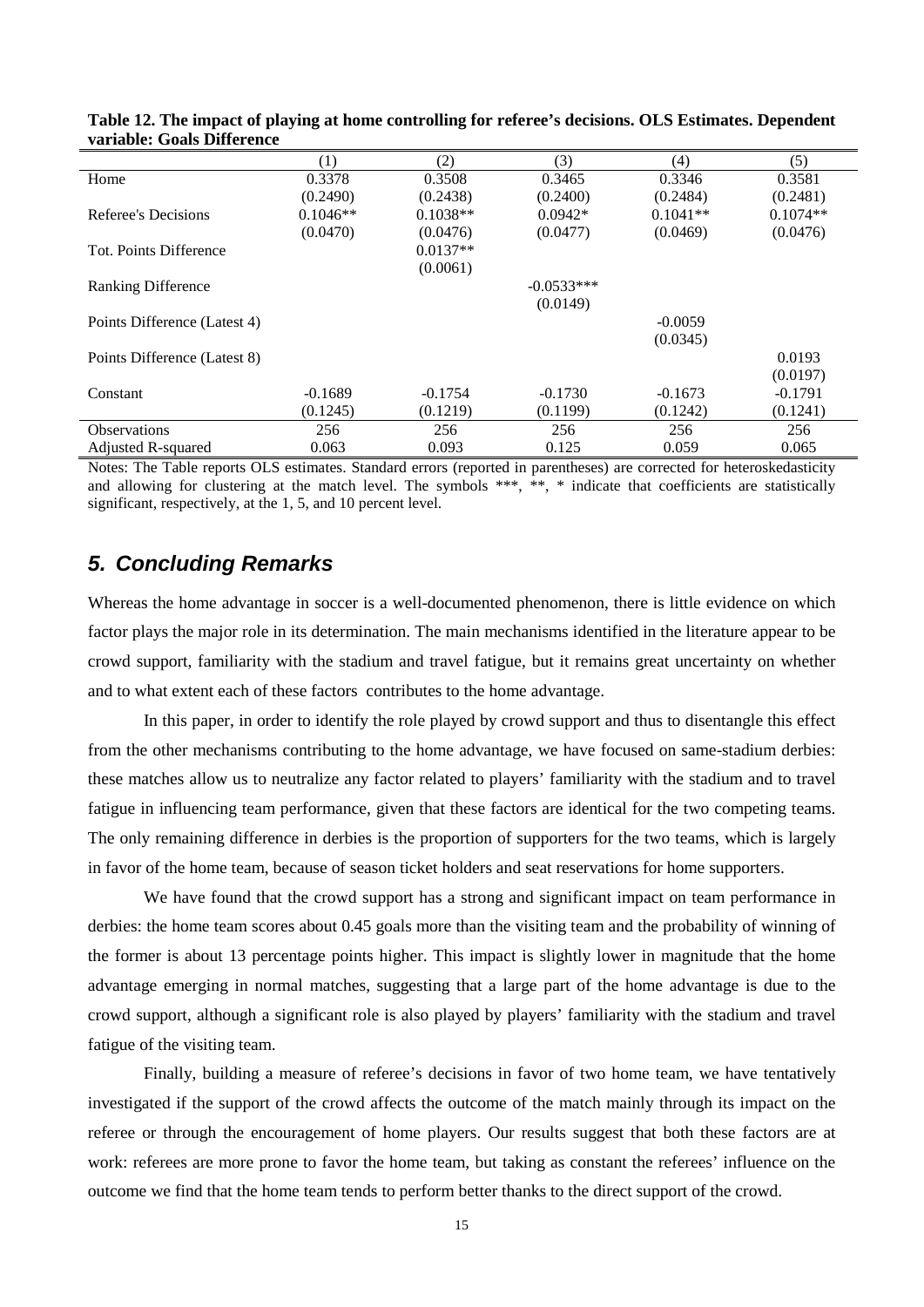**Table 12. The impact of playing at home controlling for referee's decisions. OLS Estimates. Dependent variable: Goals Difference**

| | (1) | (2) | (3) | (4) | (5) |
|---|---|---|---|---|---|
| Home | 0.3378 | 0.3508 | 0.3465 | 0.3346 | 0.3581 |
| | (0.2490) | (0.2438) | (0.2400) | (0.2484) | (0.2481) |
| Referee's Decisions | 0.1046** | 0.1038** | 0.0942* | 0.1041** | 0.1074** |
| | (0.0470) | (0.0476) | (0.0477) | (0.0469) | (0.0476) |
| Tot. Points Difference | | 0.0137** | | | |
| | | (0.0061) | | | |
| Ranking Difference | | | -0.0533*** | | |
| | | | (0.0149) | | |
| Points Difference (Latest 4) | | | | -0.0059 | |
| | | | | (0.0345) | |
| Points Difference (Latest 8) | | | | | 0.0193 |
| | | | | | (0.0197) |
| Constant | -0.1689 | -0.1754 | -0.1730 | -0.1673 | -0.1791 |
| | (0.1245) | (0.1219) | (0.1199) | (0.1242) | (0.1241) |
| Observations | 256 | 256 | 256 | 256 | 256 |
| Adjusted R-squared | 0.063 | 0.093 | 0.125 | 0.059 | 0.065 |

Notes: The Table reports OLS estimates. Standard errors (reported in parentheses) are corrected for heteroskedasticity and allowing for clustering at the match level. The symbols ***, **, * indicate that coefficients are statistically significant, respectively, at the 1, 5, and 10 percent level.

## *5. Concluding Remarks*

Whereas the home advantage in soccer is a well-documented phenomenon, there is little evidence on which factor plays the major role in its determination. The main mechanisms identified in the literature appear to be crowd support, familiarity with the stadium and travel fatigue, but it remains great uncertainty on whether and to what extent each of these factors contributes to the home advantage.

In this paper, in order to identify the role played by crowd support and thus to disentangle this effect from the other mechanisms contributing to the home advantage, we have focused on same-stadium derbies: these matches allow us to neutralize any factor related to players' familiarity with the stadium and to travel fatigue in influencing team performance, given that these factors are identical for the two competing teams. The only remaining difference in derbies is the proportion of supporters for the two teams, which is largely in favor of the home team, because of season ticket holders and seat reservations for home supporters.

We have found that the crowd support has a strong and significant impact on team performance in derbies: the home team scores about 0.45 goals more than the visiting team and the probability of winning of the former is about 13 percentage points higher. This impact is slightly lower in magnitude that the home advantage emerging in normal matches, suggesting that a large part of the home advantage is due to the crowd support, although a significant role is also played by players' familiarity with the stadium and travel fatigue of the visiting team.

Finally, building a measure of referee's decisions in favor of two home team, we have tentatively investigated if the support of the crowd affects the outcome of the match mainly through its impact on the referee or through the encouragement of home players. Our results suggest that both these factors are at work: referees are more prone to favor the home team, but taking as constant the referees' influence on the outcome we find that the home team tends to perform better thanks to the direct support of the crowd.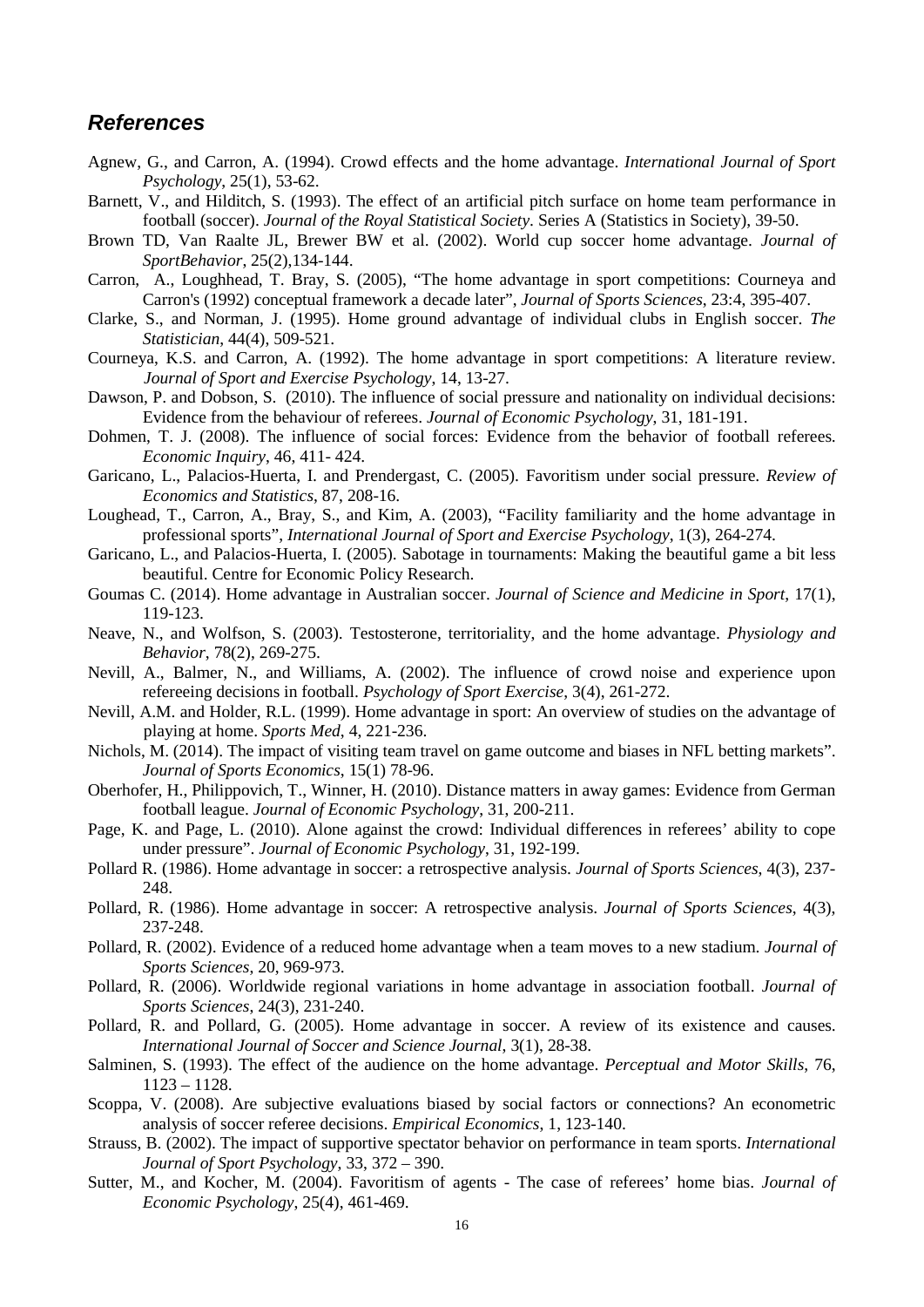## *References*

Agnew, G., and Carron, A. (1994). Crowd effects and the home advantage. *International Journal of Sport Psychology*, 25(1), 53-62.

Barnett, V., and Hilditch, S. (1993). The effect of an artificial pitch surface on home team performance in football (soccer). *Journal of the Royal Statistical Society*. Series A (Statistics in Society), 39-50.

Brown TD, Van Raalte JL, Brewer BW et al. (2002). World cup soccer home advantage. *Journal of SportBehavior*, 25(2),134-144.

Carron, A., Loughhead, T. Bray, S. (2005), "The home advantage in sport competitions: Courneya and Carron's (1992) conceptual framework a decade later", *Journal of Sports Sciences*, 23:4, 395-407.

Clarke, S., and Norman, J. (1995). Home ground advantage of individual clubs in English soccer. *The Statistician*, 44(4), 509-521.

Courneya, K.S. and Carron, A. (1992). The home advantage in sport competitions: A literature review. *Journal of Sport and Exercise Psychology*, 14, 13-27.

Dawson, P. and Dobson, S. (2010). The influence of social pressure and nationality on individual decisions: Evidence from the behaviour of referees. *Journal of Economic Psychology*, 31, 181-191.

Dohmen, T. J. (2008). The influence of social forces: Evidence from the behavior of football referees. *Economic Inquiry*, 46, 411- 424.

Garicano, L., Palacios-Huerta, I. and Prendergast, C. (2005). Favoritism under social pressure. *Review of Economics and Statistics*, 87, 208-16.

Loughead, T., Carron, A., Bray, S., and Kim, A. (2003), "Facility familiarity and the home advantage in professional sports", *International Journal of Sport and Exercise Psychology*, 1(3), 264-274.

Garicano, L., and Palacios-Huerta, I. (2005). Sabotage in tournaments: Making the beautiful game a bit less beautiful. Centre for Economic Policy Research.

Goumas C. (2014). Home advantage in Australian soccer. *Journal of Science and Medicine in Sport*, 17(1), 119-123.

Neave, N., and Wolfson, S. (2003). Testosterone, territoriality, and the home advantage. *Physiology and Behavior*, 78(2), 269-275.

Nevill, A., Balmer, N., and Williams, A. (2002). The influence of crowd noise and experience upon refereeing decisions in football. *Psychology of Sport Exercise*, 3(4), 261-272.

Nevill, A.M. and Holder, R.L. (1999). Home advantage in sport: An overview of studies on the advantage of playing at home. *Sports Med*, 4, 221-236.

Nichols, M. (2014). The impact of visiting team travel on game outcome and biases in NFL betting markets". *Journal of Sports Economics*, 15(1) 78-96.

Oberhofer, H., Philippovich, T., Winner, H. (2010). Distance matters in away games: Evidence from German football league. *Journal of Economic Psychology*, 31, 200-211.

Page, K. and Page, L. (2010). Alone against the crowd: Individual differences in referees' ability to cope under pressure". *Journal of Economic Psychology*, 31, 192-199.

Pollard R. (1986). Home advantage in soccer: a retrospective analysis. *Journal of Sports Sciences*, 4(3), 237-248.

Pollard, R. (1986). Home advantage in soccer: A retrospective analysis. *Journal of Sports Sciences*, 4(3), 237-248.

Pollard, R. (2002). Evidence of a reduced home advantage when a team moves to a new stadium. *Journal of Sports Sciences*, 20, 969-973.

Pollard, R. (2006). Worldwide regional variations in home advantage in association football. *Journal of Sports Sciences*, 24(3), 231-240.

Pollard, R. and Pollard, G. (2005). Home advantage in soccer. A review of its existence and causes. *International Journal of Soccer and Science Journal*, 3(1), 28-38.

Salminen, S. (1993). The effect of the audience on the home advantage. *Perceptual and Motor Skills*, 76, 1123 – 1128.

Scoppa, V. (2008). Are subjective evaluations biased by social factors or connections? An econometric analysis of soccer referee decisions. *Empirical Economics*, 1, 123-140.

Strauss, B. (2002). The impact of supportive spectator behavior on performance in team sports. *International Journal of Sport Psychology*, 33, 372 – 390.

Sutter, M., and Kocher, M. (2004). Favoritism of agents - The case of referees' home bias. *Journal of Economic Psychology*, 25(4), 461-469.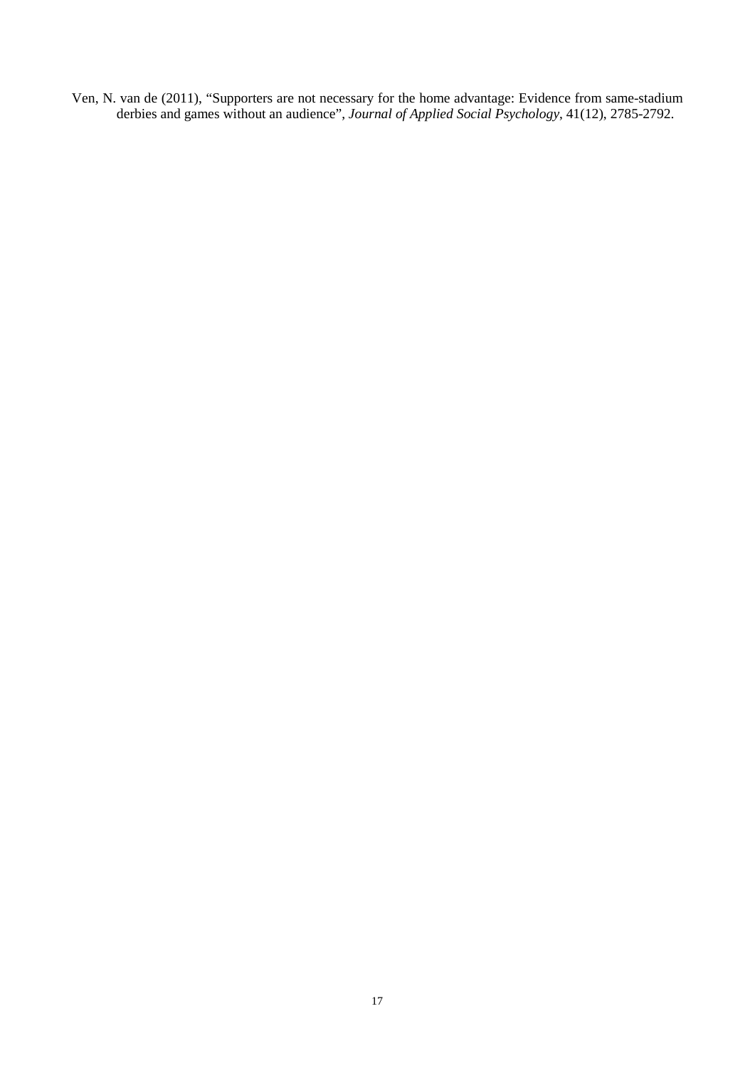Ven, N. van de (2011), “Supporters are not necessary for the home advantage: Evidence from same-stadium derbies and games without an audience”, *Journal of Applied Social Psychology*, 41(12), 2785-2792.